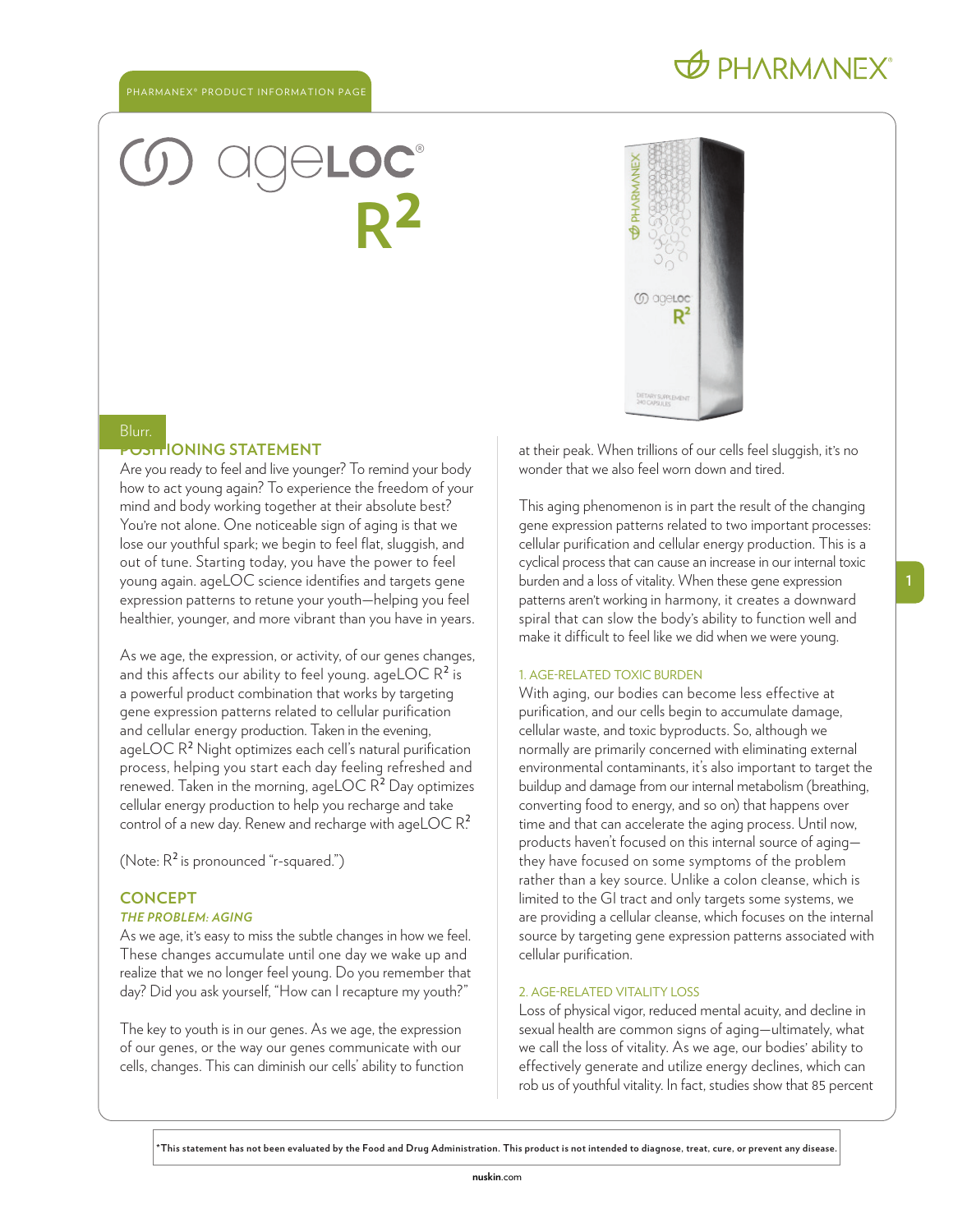PHARMANEX® PRODUCT INFORMATION PAGE

# ageLOC® $R^2$

Blurr.

## POSITIONING STATEMENT

Are you ready to feel and live younger? To remind your body how to act young again? To experience the freedom of your mind and body working together at their absolute best? You're not alone. One noticeable sign of aging is that we lose our youthful spark; we begin to feel flat, sluggish, and out of tune. Starting today, you have the power to feel young again. ageLOC science identifies and targets gene expression patterns to retune your youth—helping you feel healthier, younger, and more vibrant than you have in years.

As we age, the expression, or activity, of our genes changes, and this affects our ability to feel young. ageLOC $R^2$ is a powerful product combination that works by targeting gene expression patterns related to cellular purification and cellular energy production. Taken in the evening, ageLOC $R^2$ Night optimizes each cell's natural purification process, helping you start each day feeling refreshed and renewed. Taken in the morning, ageLOC $R^2$ Day optimizes cellular energy production to help you recharge and take control of a new day. Renew and recharge with ageLOC $R^2$.

(Note: $R^2$ is pronounced "r-squared.")

## CONCEPT

### *THE PROBLEM: AGING*

As we age, it's easy to miss the subtle changes in how we feel. These changes accumulate until one day we wake up and realize that we no longer feel young. Do you remember that day? Did you ask yourself, "How can I recapture my youth?"

The key to youth is in our genes. As we age, the expression of our genes, or the way our genes communicate with our cells, changes. This can diminish our cells' ability to function at their peak. When trillions of our cells feel sluggish, it's no wonder that we also feel worn down and tired.

This aging phenomenon is in part the result of the changing gene expression patterns related to two important processes: cellular purification and cellular energy production. This is a cyclical process that can cause an increase in our internal toxic burden and a loss of vitality. When these gene expression patterns aren't working in harmony, it creates a downward spiral that can slow the body's ability to function well and make it difficult to feel like we did when we were young.

#### 1. AGE-RELATED TOXIC BURDEN

With aging, our bodies can become less effective at purification, and our cells begin to accumulate damage, cellular waste, and toxic byproducts. So, although we normally are primarily concerned with eliminating external environmental contaminants, it's also important to target the buildup and damage from our internal metabolism (breathing, converting food to energy, and so on) that happens over time and that can accelerate the aging process. Until now, products haven't focused on this internal source of aging—they have focused on some symptoms of the problem rather than a key source. Unlike a colon cleanse, which is limited to the GI tract and only targets some systems, we are providing a cellular cleanse, which focuses on the internal source by targeting gene expression patterns associated with cellular purification.

#### 2. AGE-RELATED VITALITY LOSS

Loss of physical vigor, reduced mental acuity, and decline in sexual health are common signs of aging—ultimately, what we call the loss of vitality. As we age, our bodies' ability to effectively generate and utilize energy declines, which can rob us of youthful vitality. In fact, studies show that 85 percent

*This statement has not been evaluated by the Food and Drug Administration. This product is not intended to diagnose, treat, cure, or prevent any disease.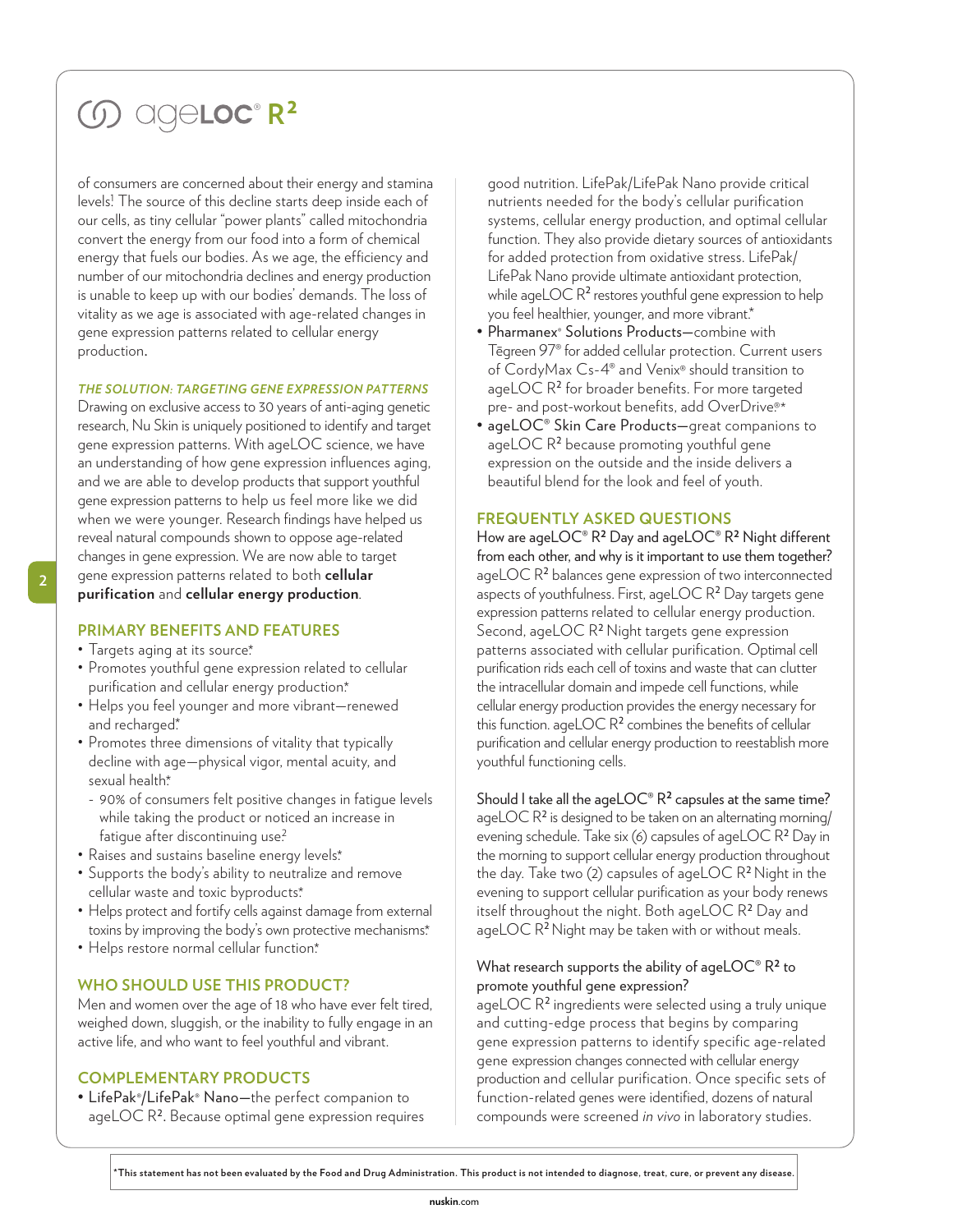# ageLOC® $R^2$

of consumers are concerned about their energy and stamina levels.[1] The source of this decline starts deep inside each of our cells, as tiny cellular "power plants" called mitochondria convert the energy from our food into a form of chemical energy that fuels our bodies. As we age, the efficiency and number of our mitochondria declines and energy production is unable to keep up with our bodies' demands. The loss of vitality as we age is associated with age-related changes in gene expression patterns related to cellular energy production.

***THE SOLUTION: TARGETING GENE EXPRESSION PATTERNS***

Drawing on exclusive access to 30 years of anti-aging genetic research, Nu Skin is uniquely positioned to identify and target gene expression patterns. With ageLOC science, we have an understanding of how gene expression influences aging, and we are able to develop products that support youthful gene expression patterns to help us feel more like we did when we were younger. Research findings have helped us reveal natural compounds shown to oppose age-related changes in gene expression. We are now able to target gene expression patterns related to both **cellular purification** and **cellular energy production**.

## PRIMARY BENEFITS AND FEATURES

- Targets aging at its source.*
- Promotes youthful gene expression related to cellular purification and cellular energy production.*
- Helps you feel younger and more vibrant—renewed and recharged.*
- Promotes three dimensions of vitality that typically decline with age—physical vigor, mental acuity, and sexual health.*
  - 90% of consumers felt positive changes in fatigue levels while taking the product or noticed an increase in fatigue after discontinuing use.[2]
- Raises and sustains baseline energy levels.*
- Supports the body's ability to neutralize and remove cellular waste and toxic byproducts.*
- Helps protect and fortify cells against damage from external toxins by improving the body's own protective mechanisms.*
- Helps restore normal cellular function.*

## WHO SHOULD USE THIS PRODUCT?

Men and women over the age of 18 who have ever felt tired, weighed down, sluggish, or the inability to fully engage in an active life, and who want to feel youthful and vibrant.

## COMPLEMENTARY PRODUCTS

- LifePak®/LifePak® Nano—the perfect companion to ageLOC $R^2$. Because optimal gene expression requires good nutrition. LifePak/LifePak Nano provide critical nutrients needed for the body's cellular purification systems, cellular energy production, and optimal cellular function. They also provide dietary sources of antioxidants for added protection from oxidative stress. LifePak/LifePak Nano provide ultimate antioxidant protection, while ageLOC $R^2$ restores youthful gene expression to help you feel healthier, younger, and more vibrant.*
- Pharmanex® Solutions Products—combine with Tēgreen 97® for added cellular protection. Current users of CordyMax Cs-4® and Venix® should transition to ageLOC $R^2$ for broader benefits. For more targeted pre- and post-workout benefits, add OverDrive®.*
- ageLOC® Skin Care Products—great companions to ageLOC $R^2$ because promoting youthful gene expression on the outside and the inside delivers a beautiful blend for the look and feel of youth.

## FREQUENTLY ASKED QUESTIONS

How are ageLOC® $R^2$ Day and ageLOC® $R^2$ Night different from each other, and why is it important to use them together?
ageLOC $R^2$ balances gene expression of two interconnected aspects of youthfulness. First, ageLOC $R^2$ Day targets gene expression patterns related to cellular energy production. Second, ageLOC $R^2$ Night targets gene expression patterns associated with cellular purification. Optimal cell purification rids each cell of toxins and waste that can clutter the intracellular domain and impede cell functions, while cellular energy production provides the energy necessary for this function. ageLOC $R^2$ combines the benefits of cellular purification and cellular energy production to reestablish more youthful functioning cells.

Should I take all the ageLOC® $R^2$ capsules at the same time?
ageLOC $R^2$ is designed to be taken on an alternating morning/evening schedule. Take six (6) capsules of ageLOC $R^2$ Day in the morning to support cellular energy production throughout the day. Take two (2) capsules of ageLOC $R^2$ Night in the evening to support cellular purification as your body renews itself throughout the night. Both ageLOC $R^2$ Day and ageLOC $R^2$ Night may be taken with or without meals.

What research supports the ability of ageLOC® $R^2$ to promote youthful gene expression?
ageLOC $R^2$ ingredients were selected using a truly unique and cutting-edge process that begins by comparing gene expression patterns to identify specific age-related gene expression changes connected with cellular energy production and cellular purification. Once specific sets of function-related genes were identified, dozens of natural compounds were screened *in vivo* in laboratory studies.

**\*This statement has not been evaluated by the Food and Drug Administration. This product is not intended to diagnose, treat, cure, or prevent any disease.**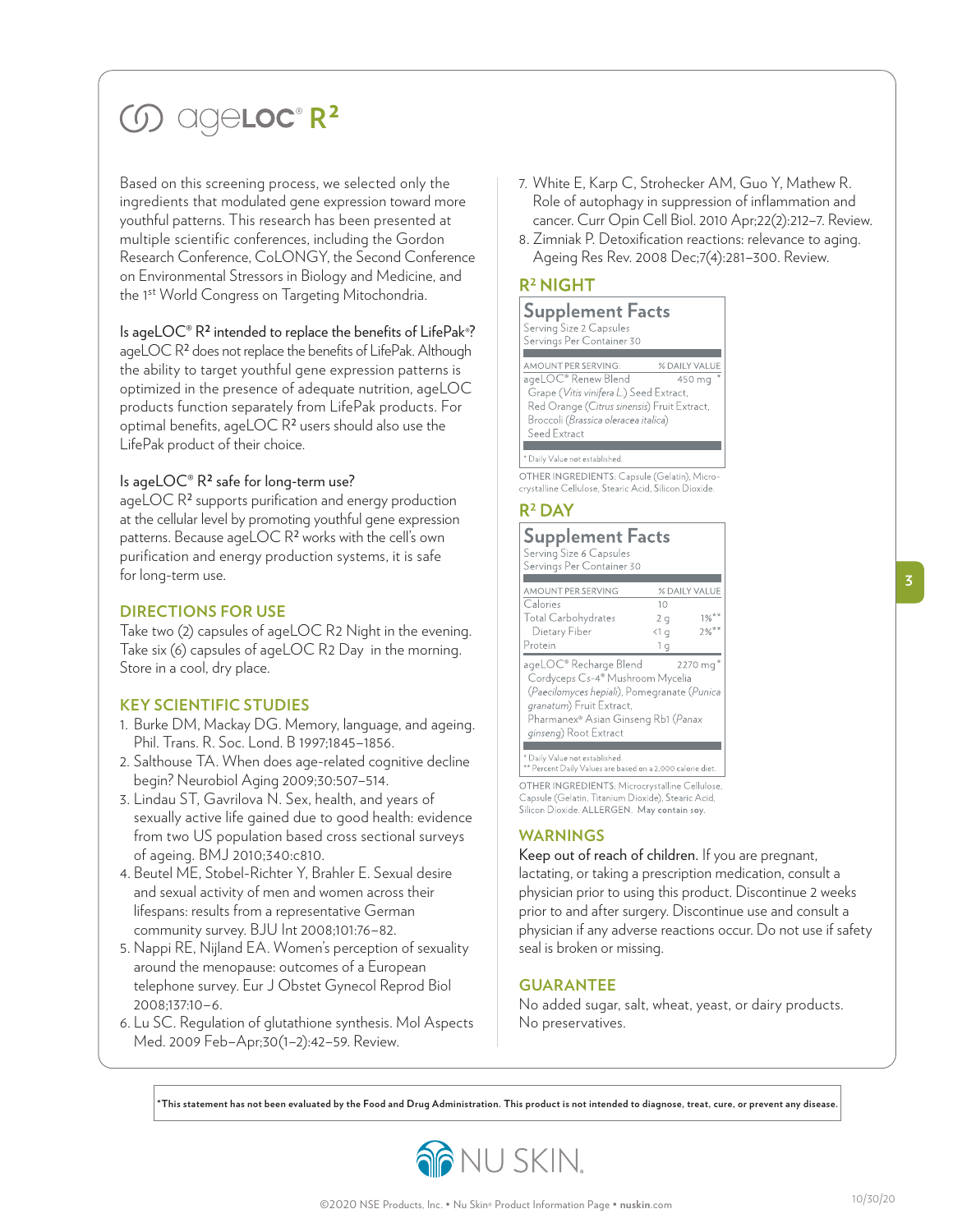# ageLOC® $R^2$

Based on this screening process, we selected only the ingredients that modulated gene expression toward more youthful patterns. This research has been presented at multiple scientific conferences, including the Gordon Research Conference, CoLONGY, the Second Conference on Environmental Stressors in Biology and Medicine, and the 1st World Congress on Targeting Mitochondria.

**Is ageLOC® $R^2$ intended to replace the benefits of LifePak®?**
ageLOC $R^2$ does not replace the benefits of LifePak. Although the ability to target youthful gene expression patterns is optimized in the presence of adequate nutrition, ageLOC products function separately from LifePak products. For optimal benefits, ageLOC $R^2$ users should also use the LifePak product of their choice.

**Is ageLOC® $R^2$ safe for long-term use?**
ageLOC $R^2$ supports purification and energy production at the cellular level by promoting youthful gene expression patterns. Because ageLOC $R^2$ works with the cell's own purification and energy production systems, it is safe for long-term use.

## DIRECTIONS FOR USE

Take two (2) capsules of ageLOC R2 Night in the evening. Take six (6) capsules of ageLOC R2 Day in the morning. Store in a cool, dry place.

## KEY SCIENTIFIC STUDIES

1. Burke DM, Mackay DG. Memory, language, and ageing. Phil. Trans. R. Soc. Lond. B 1997;1845–1856.
2. Salthouse TA. When does age-related cognitive decline begin? Neurobiol Aging 2009;30:507–514.
3. Lindau ST, Gavrilova N. Sex, health, and years of sexually active life gained due to good health: evidence from two US population based cross sectional surveys of ageing. BMJ 2010;340:c810.
4. Beutel ME, Stobel-Richter Y, Brahler E. Sexual desire and sexual activity of men and women across their lifespans: results from a representative German community survey. BJU Int 2008;101:76–82.
5. Nappi RE, Nijland EA. Women's perception of sexuality around the menopause: outcomes of a European telephone survey. Eur J Obstet Gynecol Reprod Biol 2008;137:10–6.
6. Lu SC. Regulation of glutathione synthesis. Mol Aspects Med. 2009 Feb–Apr;30(1–2):42–59. Review.
7. White E, Karp C, Strohecker AM, Guo Y, Mathew R. Role of autophagy in suppression of inflammation and cancer. Curr Opin Cell Biol. 2010 Apr;22(2):212–7. Review.
8. Zimniak P. Detoxification reactions: relevance to aging. Ageing Res Rev. 2008 Dec;7(4):281–300. Review.

## $R^2$ NIGHT

**Supplement Facts**
Serving Size 2 Capsules
Servings Per Container 30

| AMOUNT PER SERVING | | % DAILY VALUE |
|---|---|---|
| ageLOC® Renew Blend<br>Grape (*Vitis vinifera L.*) Seed Extract, Red Orange (*Citrus sinensis*) Fruit Extract, Broccoli (*Brassica oleracea italica*) Seed Extract | 450 mg | * |

\* Daily Value not established.

OTHER INGREDIENTS: Capsule (Gelatin), Microcrystalline Cellulose, Stearic Acid, Silicon Dioxide.

## $R^2$ DAY

**Supplement Facts**
Serving Size 6 Capsules
Servings Per Container 30

| AMOUNT PER SERVING | | % DAILY VALUE |
|---|---|---|
| Calories | 10 | |
| Total Carbohydrates | 2 g | 1%** |
| Dietary Fiber | <1 g | 2%** |
| Protein | 1 g | |
| ageLOC® Recharge Blend<br>Cordyceps Cs-4® Mushroom Mycelia (*Paecilomyces hepiali*), Pomegranate (*Punica granatum*) Fruit Extract, Pharmanex® Asian Ginseng Rb1 (*Panax ginseng*) Root Extract | 2270 mg | * |

\* Daily Value not established.
\** Percent Daily Values are based on a 2,000 calorie diet.

OTHER INGREDIENTS: Microcrystalline Cellulose, Capsule (Gelatin, Titanium Dioxide), Stearic Acid, Silicon Dioxide. ALLERGEN. **May contain soy.**

## WARNINGS

Keep out of reach of children. If you are pregnant, lactating, or taking a prescription medication, consult a physician prior to using this product. Discontinue 2 weeks prior to and after surgery. Discontinue use and consult a physician if any adverse reactions occur. Do not use if safety seal is broken or missing.

## GUARANTEE

No added sugar, salt, wheat, yeast, or dairy products. No preservatives.

**\*This statement has not been evaluated by the Food and Drug Administration. This product is not intended to diagnose, treat, cure, or prevent any disease.**

NU SKIN.

©2020 NSE Products, Inc. • Nu Skin® Product Information Page • **nuskin**.com

10/30/20